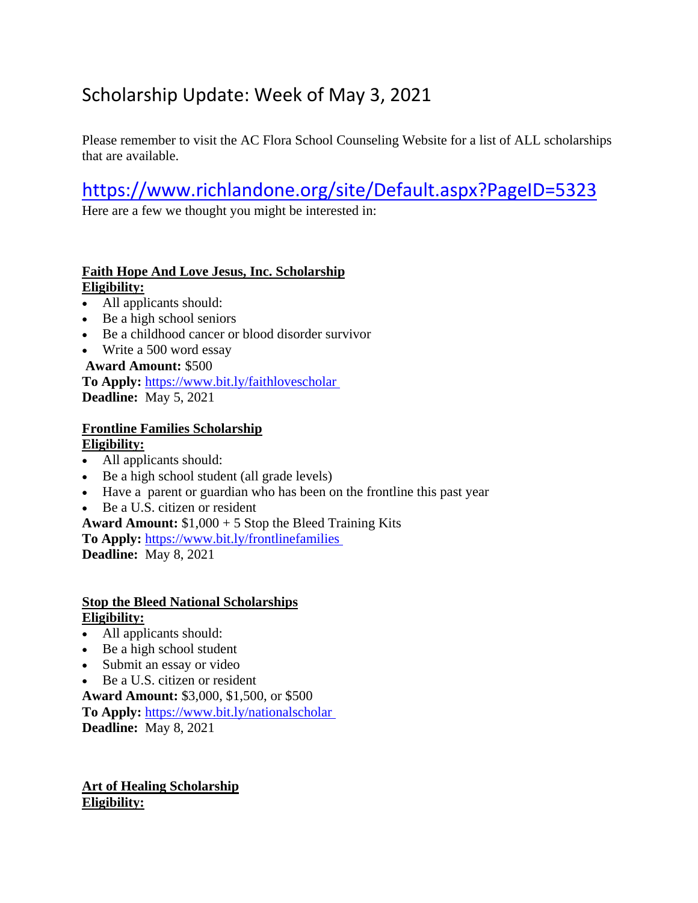# Scholarship Update: Week of May 3, 2021

Please remember to visit the AC Flora School Counseling Website for a list of ALL scholarships that are available.

## https://www.richlandone.org/site/Default.aspx?PageID=5323

Here are a few we thought you might be interested in:

**Faith Hope And Love Jesus, Inc. Scholarship**
**Eligibility:**

- All applicants should:
- Be a high school seniors
- Be a childhood cancer or blood disorder survivor
- Write a 500 word essay

**Award Amount:** $500
**To Apply:** https://www.bit.ly/faithlovescholar
**Deadline:** May 5, 2021

**Frontline Families Scholarship**
**Eligibility:**

- All applicants should:
- Be a high school student (all grade levels)
- Have a parent or guardian who has been on the frontline this past year
- Be a U.S. citizen or resident

**Award Amount:** $1,000 + 5 Stop the Bleed Training Kits
**To Apply:** https://www.bit.ly/frontlinefamilies
**Deadline:** May 8, 2021

**Stop the Bleed National Scholarships**
**Eligibility:**

- All applicants should:
- Be a high school student
- Submit an essay or video
- Be a U.S. citizen or resident

**Award Amount:** $3,000, $1,500, or $500
**To Apply:** https://www.bit.ly/nationalscholar
**Deadline:** May 8, 2021

**Art of Healing Scholarship**
**Eligibility:**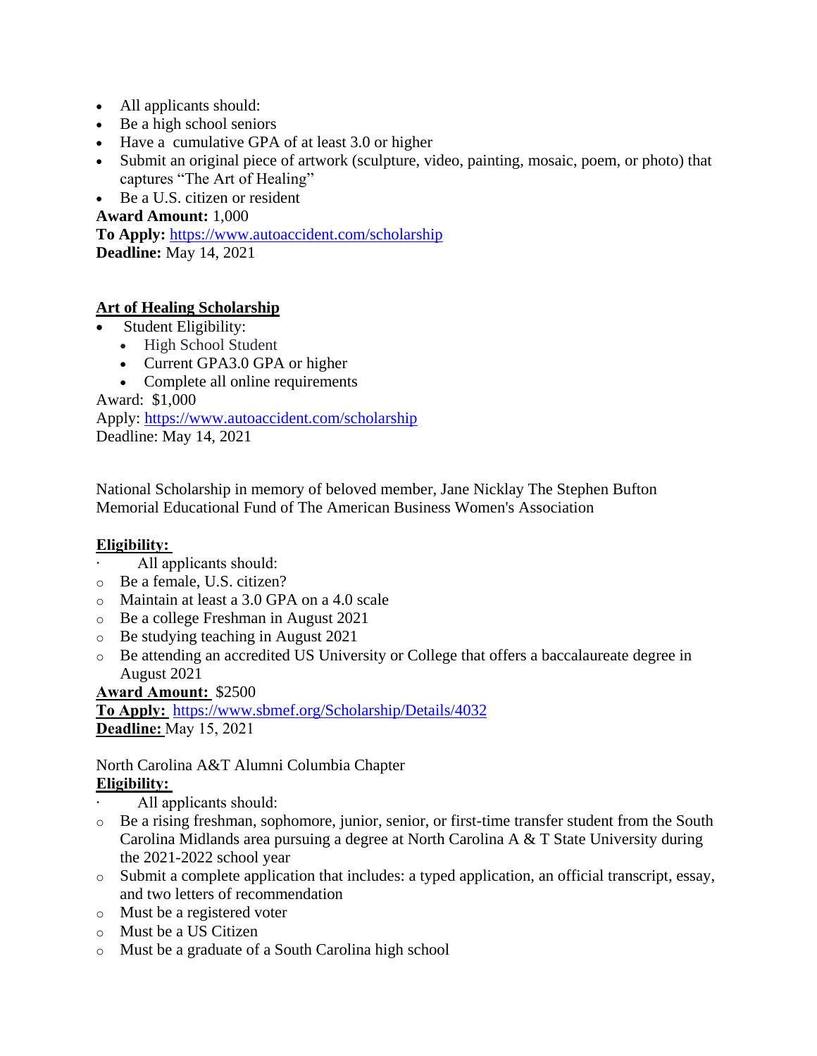- All applicants should:
- Be a high school seniors
- Have a cumulative GPA of at least 3.0 or higher
- Submit an original piece of artwork (sculpture, video, painting, mosaic, poem, or photo) that captures "The Art of Healing"
- Be a U.S. citizen or resident

**Award Amount:** 1,000
**To Apply:** https://www.autoaccident.com/scholarship
**Deadline:** May 14, 2021

**Art of Healing Scholarship**

- Student Eligibility:
  - High School Student
  - Current GPA3.0 GPA or higher
  - Complete all online requirements

Award: $1,000
Apply: https://www.autoaccident.com/scholarship
Deadline: May 14, 2021

National Scholarship in memory of beloved member, Jane Nicklay The Stephen Bufton Memorial Educational Fund of The American Business Women's Association

**Eligibility:**

- All applicants should:
  - Be a female, U.S. citizen?
  - Maintain at least a 3.0 GPA on a 4.0 scale
  - Be a college Freshman in August 2021
  - Be studying teaching in August 2021
  - Be attending an accredited US University or College that offers a baccalaureate degree in August 2021

**Award Amount:** $2500
**To Apply:** https://www.sbmef.org/Scholarship/Details/4032
**Deadline:** May 15, 2021

North Carolina A&T Alumni Columbia Chapter
**Eligibility:**

- All applicants should:
  - Be a rising freshman, sophomore, junior, senior, or first-time transfer student from the South Carolina Midlands area pursuing a degree at North Carolina A & T State University during the 2021-2022 school year
  - Submit a complete application that includes: a typed application, an official transcript, essay, and two letters of recommendation
  - Must be a registered voter
  - Must be a US Citizen
  - Must be a graduate of a South Carolina high school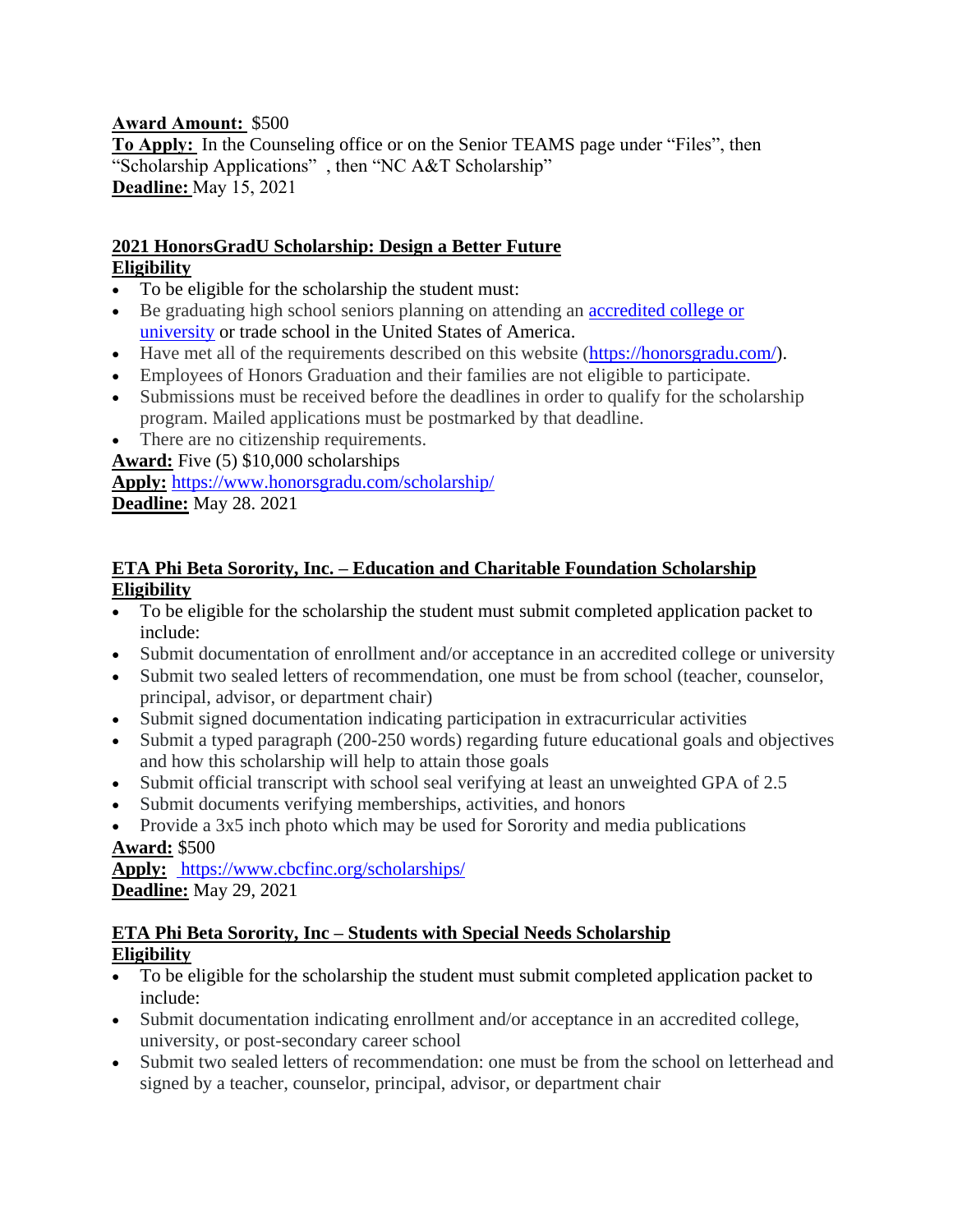**Award Amount:** $500
**To Apply:** In the Counseling office or on the Senior TEAMS page under "Files", then "Scholarship Applications" , then "NC A&T Scholarship"
**Deadline:** May 15, 2021

**2021 HonorsGradU Scholarship: Design a Better Future**
**Eligibility**

- To be eligible for the scholarship the student must:
- Be graduating high school seniors planning on attending an [accredited college or university](accredited college or university) or trade school in the United States of America.
- Have met all of the requirements described on this website (https://honorsgradu.com/).
- Employees of Honors Graduation and their families are not eligible to participate.
- Submissions must be received before the deadlines in order to qualify for the scholarship program. Mailed applications must be postmarked by that deadline.
- There are no citizenship requirements.

**Award:** Five (5) $10,000 scholarships
**Apply:** https://www.honorsgradu.com/scholarship/
**Deadline:** May 28. 2021

**ETA Phi Beta Sorority, Inc. – Education and Charitable Foundation Scholarship**
**Eligibility**

- To be eligible for the scholarship the student must submit completed application packet to include:
- Submit documentation of enrollment and/or acceptance in an accredited college or university
- Submit two sealed letters of recommendation, one must be from school (teacher, counselor, principal, advisor, or department chair)
- Submit signed documentation indicating participation in extracurricular activities
- Submit a typed paragraph (200-250 words) regarding future educational goals and objectives and how this scholarship will help to attain those goals
- Submit official transcript with school seal verifying at least an unweighted GPA of 2.5
- Submit documents verifying memberships, activities, and honors
- Provide a 3x5 inch photo which may be used for Sorority and media publications

**Award:** $500
**Apply:** https://www.cbcfinc.org/scholarships/
**Deadline:** May 29, 2021

**ETA Phi Beta Sorority, Inc – Students with Special Needs Scholarship**
**Eligibility**

- To be eligible for the scholarship the student must submit completed application packet to include:
- Submit documentation indicating enrollment and/or acceptance in an accredited college, university, or post-secondary career school
- Submit two sealed letters of recommendation: one must be from the school on letterhead and signed by a teacher, counselor, principal, advisor, or department chair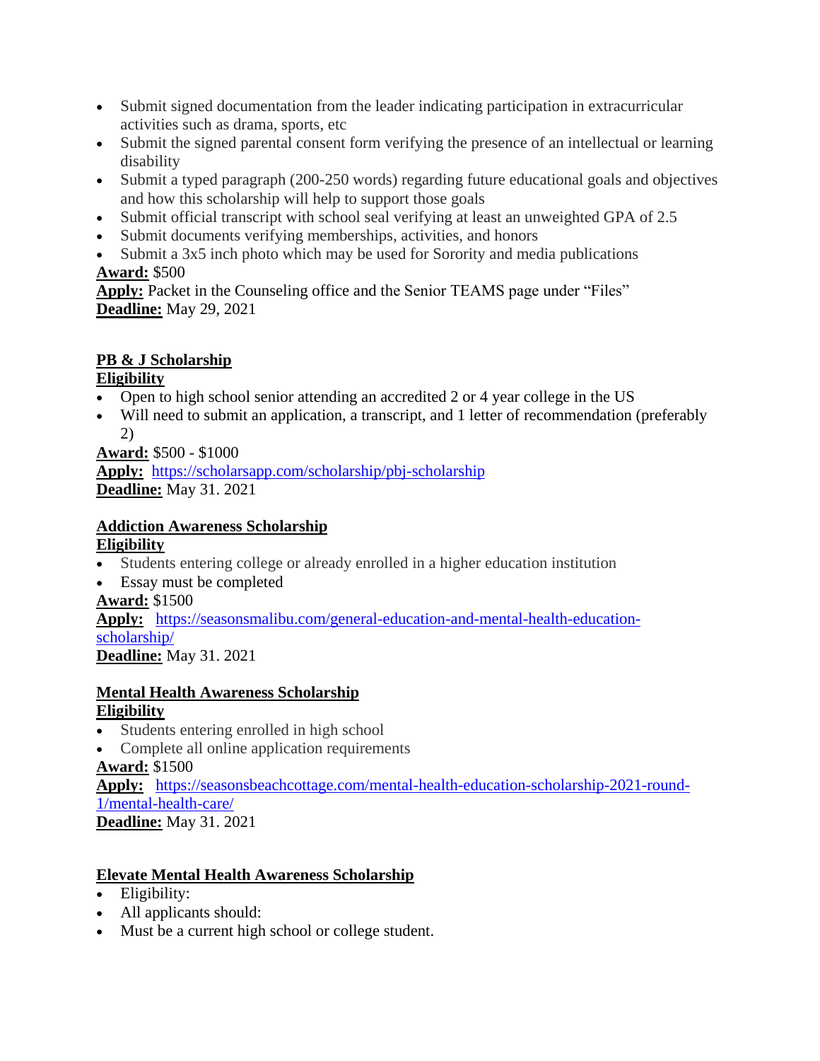- Submit signed documentation from the leader indicating participation in extracurricular activities such as drama, sports, etc
- Submit the signed parental consent form verifying the presence of an intellectual or learning disability
- Submit a typed paragraph (200-250 words) regarding future educational goals and objectives and how this scholarship will help to support those goals
- Submit official transcript with school seal verifying at least an unweighted GPA of 2.5
- Submit documents verifying memberships, activities, and honors
- Submit a 3x5 inch photo which may be used for Sorority and media publications

**Award:** $500
**Apply:** Packet in the Counseling office and the Senior TEAMS page under "Files"
**Deadline:** May 29, 2021

**PB & J Scholarship**

**Eligibility**

- Open to high school senior attending an accredited 2 or 4 year college in the US
- Will need to submit an application, a transcript, and 1 letter of recommendation (preferably 2)

**Award:** $500 - $1000
**Apply:** https://scholarsapp.com/scholarship/pbj-scholarship
**Deadline:** May 31. 2021

**Addiction Awareness Scholarship**

**Eligibility**

- Students entering college or already enrolled in a higher education institution
- Essay must be completed

**Award:** $1500
**Apply:** https://seasonsmalibu.com/general-education-and-mental-health-education-scholarship/
**Deadline:** May 31. 2021

**Mental Health Awareness Scholarship**

**Eligibility**

- Students entering enrolled in high school
- Complete all online application requirements

**Award:** $1500
**Apply:** https://seasonsbeachcottage.com/mental-health-education-scholarship-2021-round-1/mental-health-care/
**Deadline:** May 31. 2021

**Elevate Mental Health Awareness Scholarship**

- Eligibility:
- All applicants should:
- Must be a current high school or college student.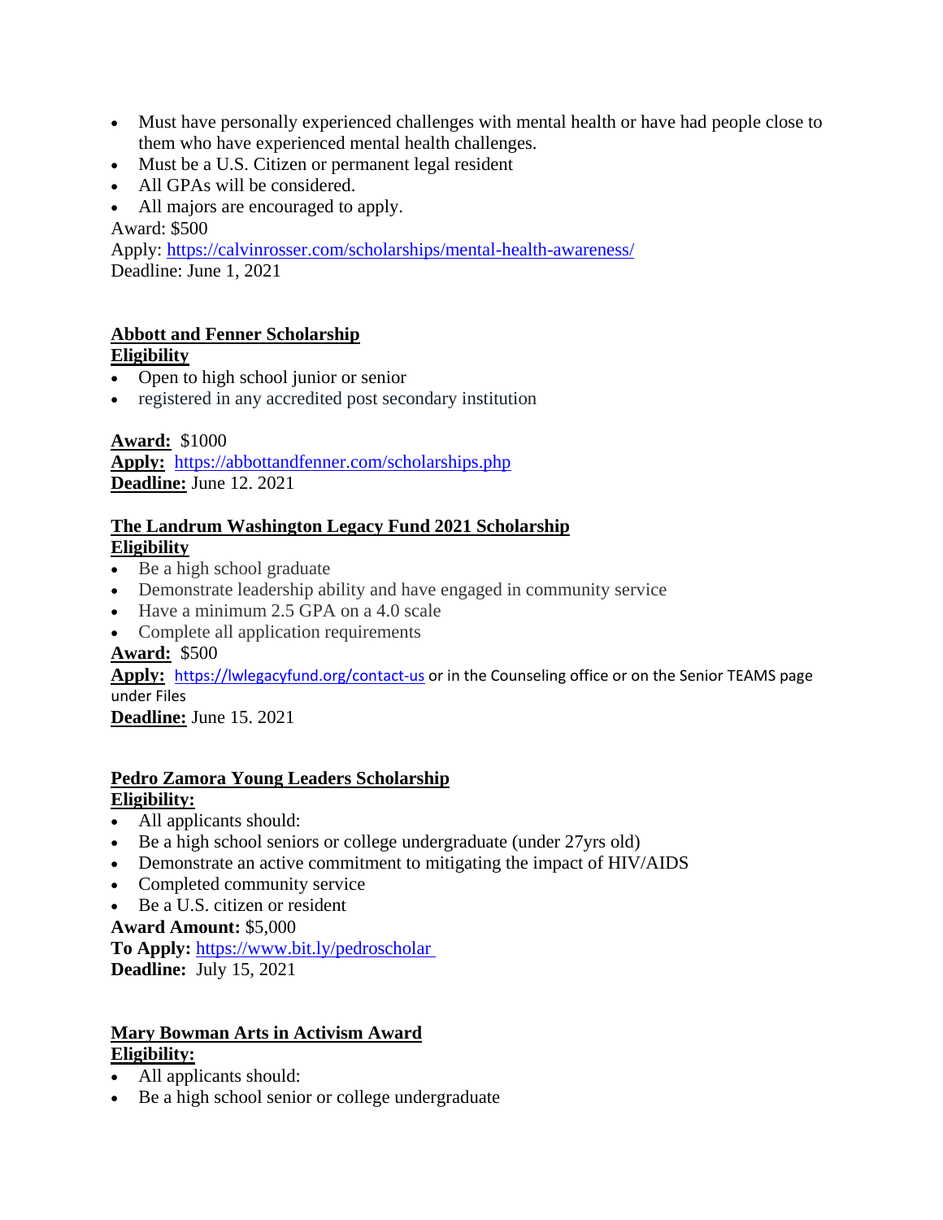- Must have personally experienced challenges with mental health or have had people close to them who have experienced mental health challenges.
- Must be a U.S. Citizen or permanent legal resident
- All GPAs will be considered.
- All majors are encouraged to apply.

Award: $500
Apply: https://calvinrosser.com/scholarships/mental-health-awareness/
Deadline: June 1, 2021

**Abbott and Fenner Scholarship**
**Eligibility**

- Open to high school junior or senior
- registered in any accredited post secondary institution

**Award:** $1000
**Apply:** https://abbottandfenner.com/scholarships.php
**Deadline:** June 12. 2021

**The Landrum Washington Legacy Fund 2021 Scholarship**
**Eligibility**

- Be a high school graduate
- Demonstrate leadership ability and have engaged in community service
- Have a minimum 2.5 GPA on a 4.0 scale
- Complete all application requirements

**Award:** $500
**Apply:** https://lwlegacyfund.org/contact-us or in the Counseling office or on the Senior TEAMS page under Files
**Deadline:** June 15. 2021

**Pedro Zamora Young Leaders Scholarship**
**Eligibility:**

- All applicants should:
- Be a high school seniors or college undergraduate (under 27yrs old)
- Demonstrate an active commitment to mitigating the impact of HIV/AIDS
- Completed community service
- Be a U.S. citizen or resident

**Award Amount:** $5,000
**To Apply:** https://www.bit.ly/pedroscholar
**Deadline:** July 15, 2021

**Mary Bowman Arts in Activism Award**
**Eligibility:**

- All applicants should:
- Be a high school senior or college undergraduate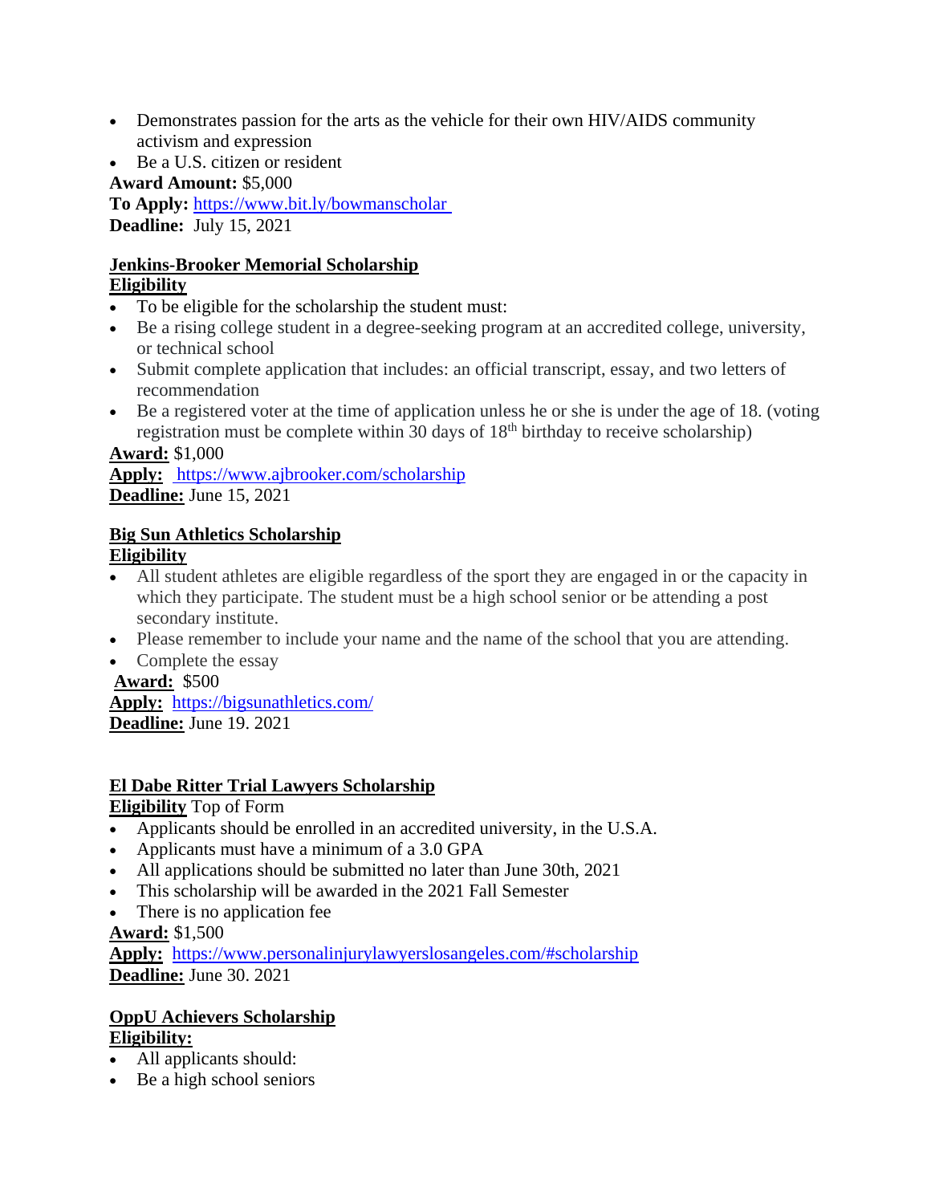- Demonstrates passion for the arts as the vehicle for their own HIV/AIDS community activism and expression
- Be a U.S. citizen or resident

**Award Amount:** $5,000
**To Apply:** https://www.bit.ly/bowmanscholar
**Deadline:** July 15, 2021

**Jenkins-Brooker Memorial Scholarship**
**Eligibility**

- To be eligible for the scholarship the student must:
- Be a rising college student in a degree-seeking program at an accredited college, university, or technical school
- Submit complete application that includes: an official transcript, essay, and two letters of recommendation
- Be a registered voter at the time of application unless he or she is under the age of 18. (voting registration must be complete within 30 days of 18th birthday to receive scholarship)

**Award:** $1,000
**Apply:** https://www.ajbrooker.com/scholarship
**Deadline:** June 15, 2021

**Big Sun Athletics Scholarship**
**Eligibility**

- All student athletes are eligible regardless of the sport they are engaged in or the capacity in which they participate. The student must be a high school senior or be attending a post secondary institute.
- Please remember to include your name and the name of the school that you are attending.
- Complete the essay

**Award:** $500
**Apply:** https://bigsunathletics.com/
**Deadline:** June 19. 2021

**El Dabe Ritter Trial Lawyers Scholarship**
**Eligibility** Top of Form

- Applicants should be enrolled in an accredited university, in the U.S.A.
- Applicants must have a minimum of a 3.0 GPA
- All applications should be submitted no later than June 30th, 2021
- This scholarship will be awarded in the 2021 Fall Semester
- There is no application fee

**Award:** $1,500
**Apply:** https://www.personalinjurylawyerslosangeles.com/#scholarship
**Deadline:** June 30. 2021

**OppU Achievers Scholarship**
**Eligibility:**

- All applicants should:
- Be a high school seniors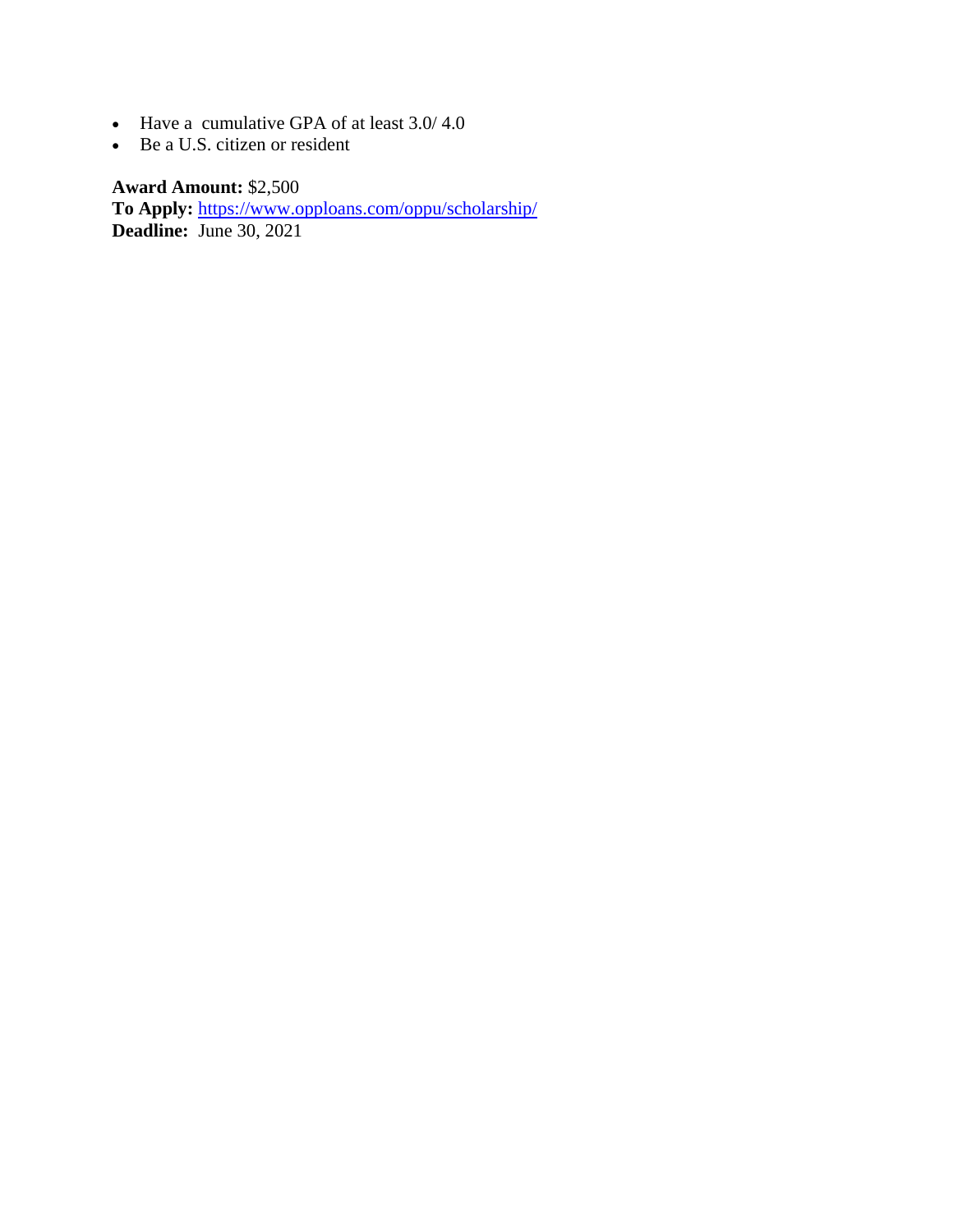- Have a cumulative GPA of at least 3.0/ 4.0
- Be a U.S. citizen or resident

**Award Amount:** $2,500
**To Apply:** https://www.opploans.com/oppu/scholarship/
**Deadline:** June 30, 2021